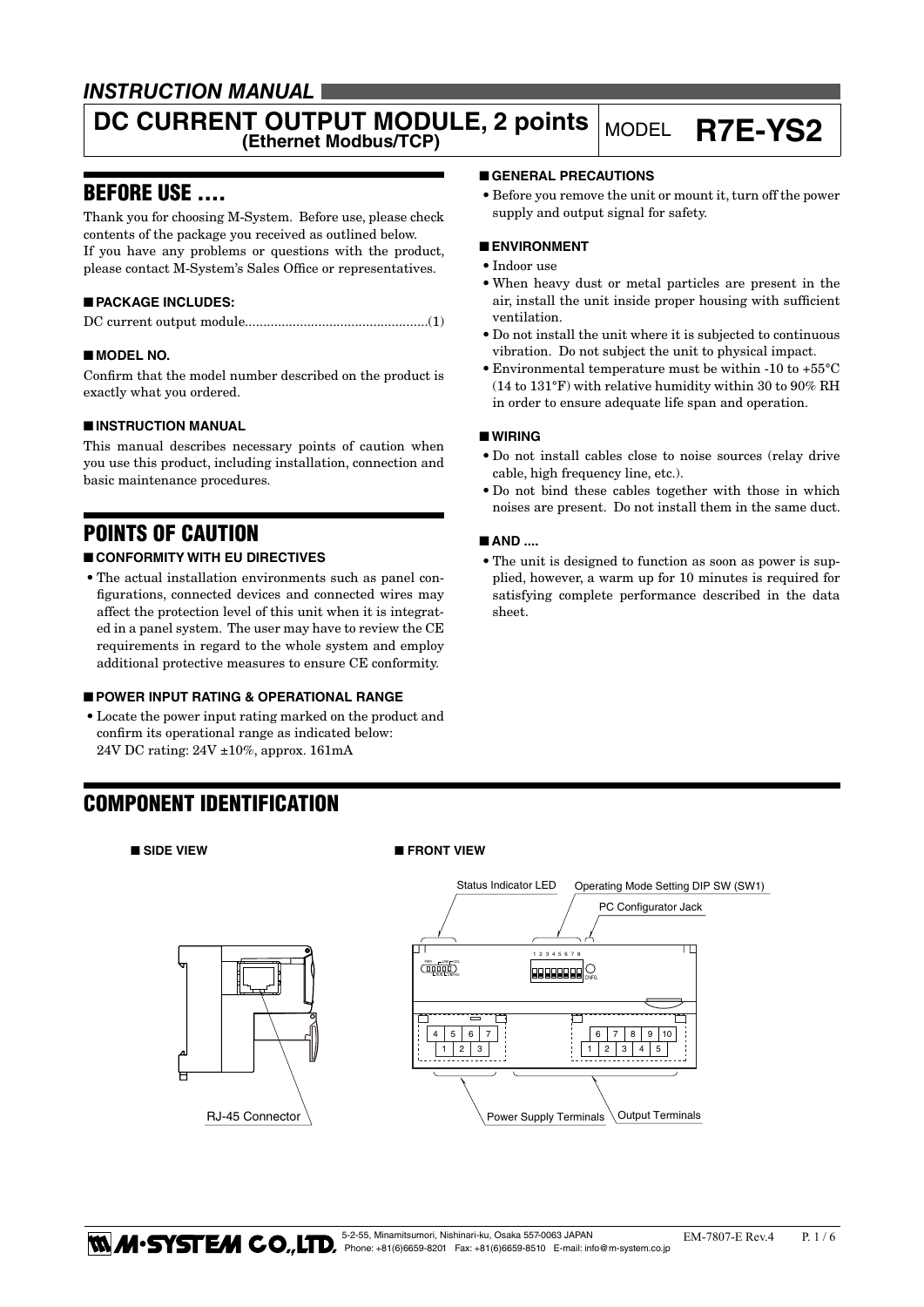*INSTRUCTION MANUAL*

# DC CURRENT OUTPUT MODULE, 2 points (Ethernet Modbus/TCP)

MODEL **R7E-YS2**

## BEFORE USE ....

Thank you for choosing M-System. Before use, please check contents of the package you received as outlined below.
If you have any problems or questions with the product, please contact M-System's Sales Office or representatives.

### ■ PACKAGE INCLUDES:

DC current output module..................................................(1)

### ■ MODEL NO.

Confirm that the model number described on the product is exactly what you ordered.

### ■ INSTRUCTION MANUAL

This manual describes necessary points of caution when you use this product, including installation, connection and basic maintenance procedures.

## POINTS OF CAUTION

### ■ CONFORMITY WITH EU DIRECTIVES

- The actual installation environments such as panel configurations, connected devices and connected wires may affect the protection level of this unit when it is integrated in a panel system. The user may have to review the CE requirements in regard to the whole system and employ additional protective measures to ensure CE conformity.

### ■ POWER INPUT RATING & OPERATIONAL RANGE

- Locate the power input rating marked on the product and confirm its operational range as indicated below:
  24V DC rating: 24V ±10%, approx. 161mA

### ■ GENERAL PRECAUTIONS

- Before you remove the unit or mount it, turn off the power supply and output signal for safety.

### ■ ENVIRONMENT

- Indoor use
- When heavy dust or metal particles are present in the air, install the unit inside proper housing with sufficient ventilation.
- Do not install the unit where it is subjected to continuous vibration. Do not subject the unit to physical impact.
- Environmental temperature must be within -10 to +55°C (14 to 131°F) with relative humidity within 30 to 90% RH in order to ensure adequate life span and operation.

### ■ WIRING

- Do not install cables close to noise sources (relay drive cable, high frequency line, etc.).
- Do not bind these cables together with those in which noises are present. Do not install them in the same duct.

### ■ AND ....

- The unit is designed to function as soon as power is supplied, however, a warm up for 10 minutes is required for satisfying complete performance described in the data sheet.

## COMPONENT IDENTIFICATION

### ■ SIDE VIEW

RJ-45 Connector

### ■ FRONT VIEW

Status Indicator LED

Operating Mode Setting DIP SW (SW1)

PC Configurator Jack

Power Supply Terminals

Output Terminals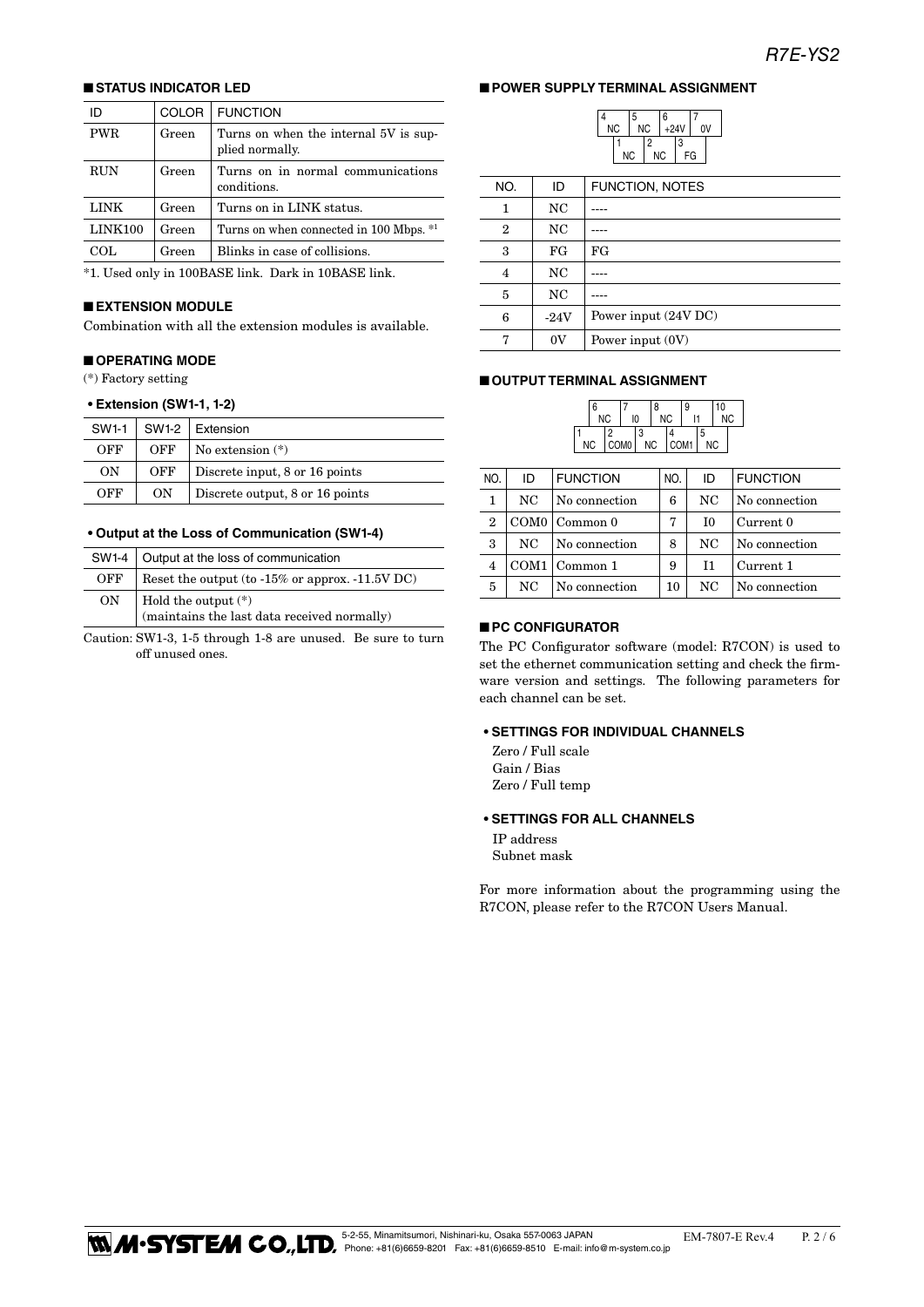## ■ STATUS INDICATOR LED

| ID | COLOR | FUNCTION |
|---|---|---|
| PWR | Green | Turns on when the internal 5V is supplied normally. |
| RUN | Green | Turns on in normal communications conditions. |
| LINK | Green | Turns on in LINK status. |
| LINK100 | Green | Turns on when connected in 100 Mbps. *1 |
| COL | Green | Blinks in case of collisions. |

*1. Used only in 100BASE link. Dark in 10BASE link.

## ■ EXTENSION MODULE

Combination with all the extension modules is available.

## ■ OPERATING MODE

(*) Factory setting

### • Extension (SW1-1, 1-2)

| SW1-1 | SW1-2 | Extension |
|---|---|---|
| OFF | OFF | No extension (*) |
| ON | OFF | Discrete input, 8 or 16 points |
| OFF | ON | Discrete output, 8 or 16 points |

### • Output at the Loss of Communication (SW1-4)

| SW1-4 | Output at the loss of communication |
|---|---|
| OFF | Reset the output (to -15% or approx. -11.5V DC) |
| ON | Hold the output (*) (maintains the last data received normally) |

Caution: SW1-3, 1-5 through 1-8 are unused. Be sure to turn off unused ones.

## ■ POWER SUPPLY TERMINAL ASSIGNMENT

| 4 NC | 5 NC | 6 +24V | 7 0V |
|---|---|---|---|
| 1 NC | 2 NC | 3 FG | |

| NO. | ID | FUNCTION, NOTES |
|---|---|---|
| 1 | NC | ---- |
| 2 | NC | ---- |
| 3 | FG | FG |
| 4 | NC | ---- |
| 5 | NC | ---- |
| 6 | -24V | Power input (24V DC) |
| 7 | 0V | Power input (0V) |

## ■ OUTPUT TERMINAL ASSIGNMENT

| 6 NC | 7 I0 | 8 NC | 9 I1 | 10 NC |
|---|---|---|---|---|
| 1 NC | 2 COM0 | 3 NC | 4 COM1 | 5 NC |

| NO. | ID | FUNCTION | NO. | ID | FUNCTION |
|---|---|---|---|---|---|
| 1 | NC | No connection | 6 | NC | No connection |
| 2 | COM0 | Common 0 | 7 | I0 | Current 0 |
| 3 | NC | No connection | 8 | NC | No connection |
| 4 | COM1 | Common 1 | 9 | I1 | Current 1 |
| 5 | NC | No connection | 10 | NC | No connection |

## ■ PC CONFIGURATOR

The PC Configurator software (model: R7CON) is used to set the ethernet communication setting and check the firmware version and settings. The following parameters for each channel can be set.

### • SETTINGS FOR INDIVIDUAL CHANNELS

Zero / Full scale
Gain / Bias
Zero / Full temp

### • SETTINGS FOR ALL CHANNELS

IP address
Subnet mask

For more information about the programming using the R7CON, please refer to the R7CON Users Manual.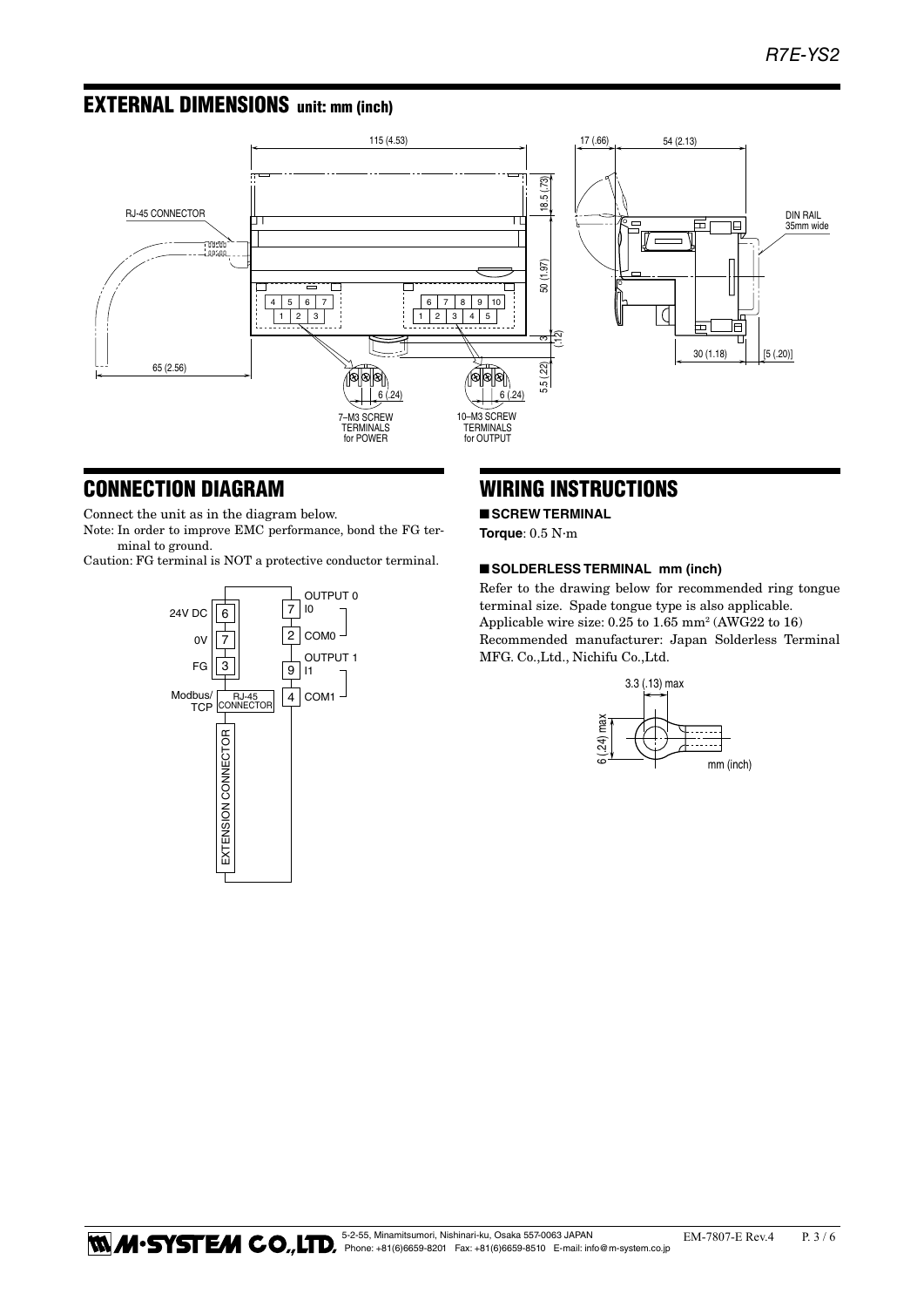## EXTERNAL DIMENSIONS unit: mm (inch)

## CONNECTION DIAGRAM

Connect the unit as in the diagram below.

Note: In order to improve EMC performance, bond the FG terminal to ground.

Caution: FG terminal is NOT a protective conductor terminal.

## WIRING INSTRUCTIONS

### ■ SCREW TERMINAL

**Torque**: 0.5 N·m

### ■ SOLDERLESS TERMINAL mm (inch)

Refer to the drawing below for recommended ring tongue terminal size. Spade tongue type is also applicable.

Applicable wire size: 0.25 to 1.65 mm² (AWG22 to 16)

Recommended manufacturer: Japan Solderless Terminal MFG. Co.,Ltd., Nichifu Co.,Ltd.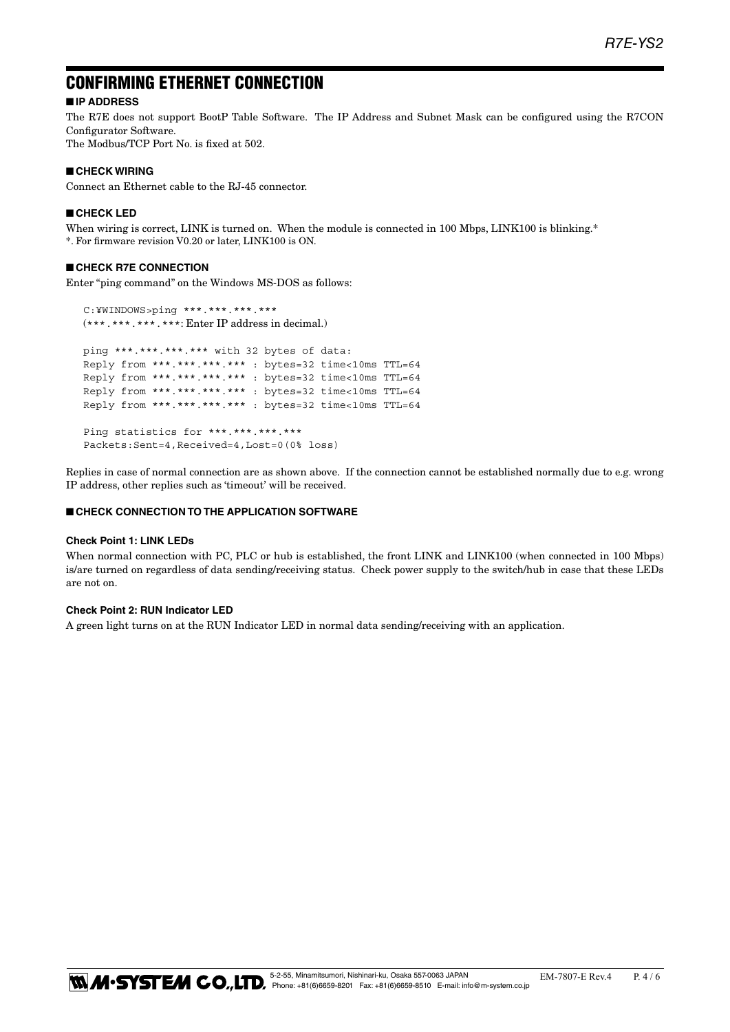## CONFIRMING ETHERNET CONNECTION

### ■ IP ADDRESS

The R7E does not support BootP Table Software. The IP Address and Subnet Mask can be configured using the R7CON Configurator Software.
The Modbus/TCP Port No. is fixed at 502.

### ■ CHECK WIRING

Connect an Ethernet cable to the RJ-45 connector.

### ■ CHECK LED

When wiring is correct, LINK is turned on. When the module is connected in 100 Mbps, LINK100 is blinking.*
*. For firmware revision V0.20 or later, LINK100 is ON.

### ■ CHECK R7E CONNECTION

Enter "ping command" on the Windows MS-DOS as follows:

```
C:¥WINDOWS>ping ***.***.***.***
(***.***.***.***: Enter IP address in decimal.)

ping ***.***.***.*** with 32 bytes of data:
Reply from ***.***.***.*** : bytes=32 time<10ms TTL=64
Reply from ***.***.***.*** : bytes=32 time<10ms TTL=64
Reply from ***.***.***.*** : bytes=32 time<10ms TTL=64
Reply from ***.***.***.*** : bytes=32 time<10ms TTL=64

Ping statistics for ***.***.***.***
Packets:Sent=4,Received=4,Lost=0(0% loss)
```

Replies in case of normal connection are as shown above. If the connection cannot be established normally due to e.g. wrong IP address, other replies such as 'timeout' will be received.

### ■ CHECK CONNECTION TO THE APPLICATION SOFTWARE

#### Check Point 1: LINK LEDs

When normal connection with PC, PLC or hub is established, the front LINK and LINK100 (when connected in 100 Mbps) is/are turned on regardless of data sending/receiving status. Check power supply to the switch/hub in case that these LEDs are not on.

#### Check Point 2: RUN Indicator LED

A green light turns on at the RUN Indicator LED in normal data sending/receiving with an application.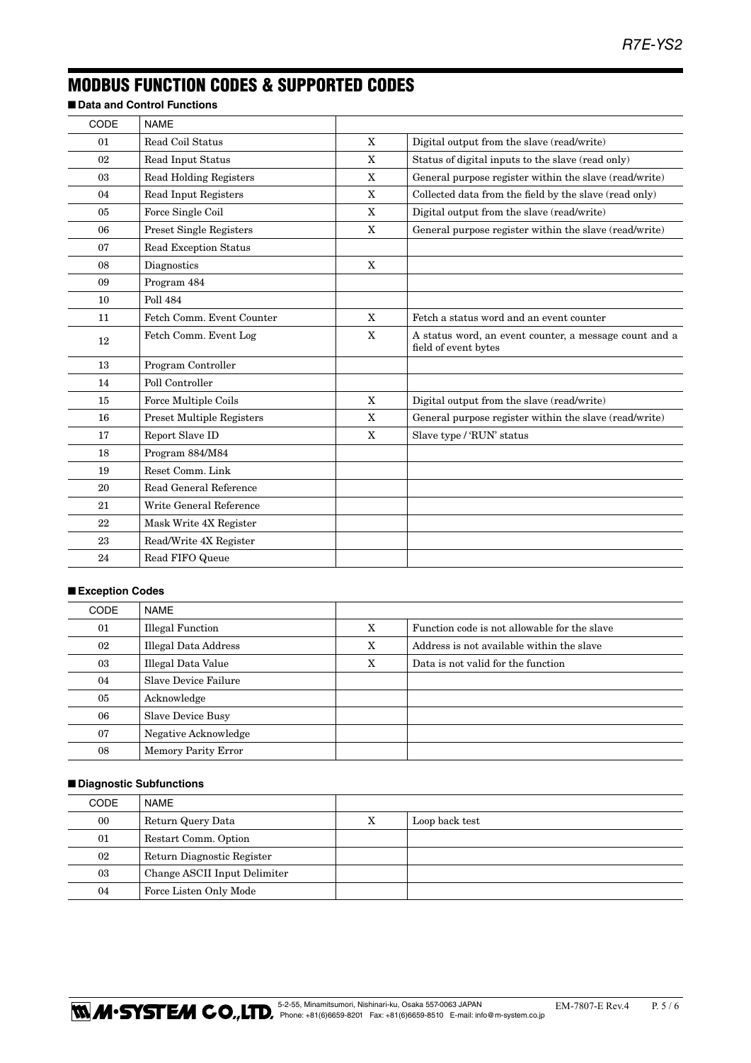# MODBUS FUNCTION CODES & SUPPORTED CODES

■ **Data and Control Functions**

| CODE | NAME | | |
|---|---|---|---|
| 01 | Read Coil Status | X | Digital output from the slave (read/write) |
| 02 | Read Input Status | X | Status of digital inputs to the slave (read only) |
| 03 | Read Holding Registers | X | General purpose register within the slave (read/write) |
| 04 | Read Input Registers | X | Collected data from the field by the slave (read only) |
| 05 | Force Single Coil | X | Digital output from the slave (read/write) |
| 06 | Preset Single Registers | X | General purpose register within the slave (read/write) |
| 07 | Read Exception Status | | |
| 08 | Diagnostics | X | |
| 09 | Program 484 | | |
| 10 | Poll 484 | | |
| 11 | Fetch Comm. Event Counter | X | Fetch a status word and an event counter |
| 12 | Fetch Comm. Event Log | X | A status word, an event counter, a message count and a field of event bytes |
| 13 | Program Controller | | |
| 14 | Poll Controller | | |
| 15 | Force Multiple Coils | X | Digital output from the slave (read/write) |
| 16 | Preset Multiple Registers | X | General purpose register within the slave (read/write) |
| 17 | Report Slave ID | X | Slave type / 'RUN' status |
| 18 | Program 884/M84 | | |
| 19 | Reset Comm. Link | | |
| 20 | Read General Reference | | |
| 21 | Write General Reference | | |
| 22 | Mask Write 4X Register | | |
| 23 | Read/Write 4X Register | | |
| 24 | Read FIFO Queue | | |

■ **Exception Codes**

| CODE | NAME | | |
|---|---|---|---|
| 01 | Illegal Function | X | Function code is not allowable for the slave |
| 02 | Illegal Data Address | X | Address is not available within the slave |
| 03 | Illegal Data Value | X | Data is not valid for the function |
| 04 | Slave Device Failure | | |
| 05 | Acknowledge | | |
| 06 | Slave Device Busy | | |
| 07 | Negative Acknowledge | | |
| 08 | Memory Parity Error | | |

■ **Diagnostic Subfunctions**

| CODE | NAME | | |
|---|---|---|---|
| 00 | Return Query Data | X | Loop back test |
| 01 | Restart Comm. Option | | |
| 02 | Return Diagnostic Register | | |
| 03 | Change ASCII Input Delimiter | | |
| 04 | Force Listen Only Mode | | |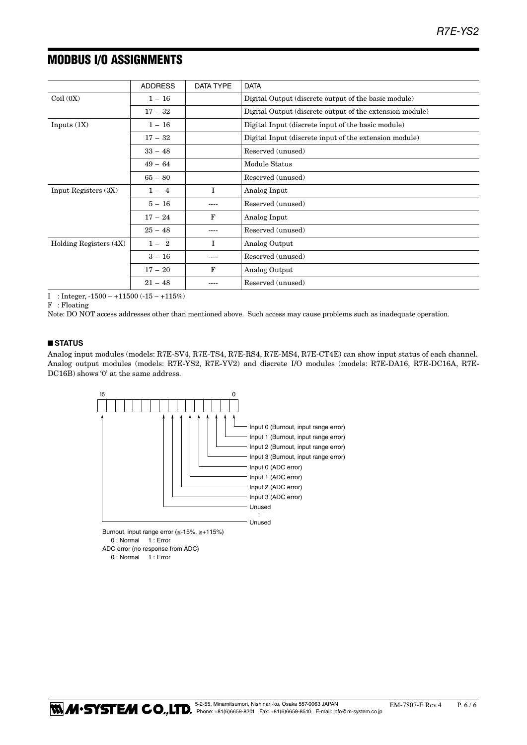## MODBUS I/O ASSIGNMENTS

| | ADDRESS | DATA TYPE | DATA |
|---|---|---|---|
| Coil (0X) | 1 – 16 | | Digital Output (discrete output of the basic module) |
| | 17 – 32 | | Digital Output (discrete output of the extension module) |
| Inputs (1X) | 1 – 16 | | Digital Input (discrete input of the basic module) |
| | 17 – 32 | | Digital Input (discrete input of the extension module) |
| | 33 – 48 | | Reserved (unused) |
| | 49 – 64 | | Module Status |
| | 65 – 80 | | Reserved (unused) |
| Input Registers (3X) | 1 – 4 | I | Analog Input |
| | 5 – 16 | ---- | Reserved (unused) |
| | 17 – 24 | F | Analog Input |
| | 25 – 48 | ---- | Reserved (unused) |
| Holding Registers (4X) | 1 – 2 | I | Analog Output |
| | 3 – 16 | ---- | Reserved (unused) |
| | 17 – 20 | F | Analog Output |
| | 21 – 48 | ---- | Reserved (unused) |

I : Integer, -1500 – +11500 (-15 – +115%)
F : Floating
Note: DO NOT access addresses other than mentioned above. Such access may cause problems such as inadequate operation.

### ■ STATUS

Analog input modules (models: R7E-SV4, R7E-TS4, R7E-RS4, R7E-MS4, R7E-CT4E) can show input status of each channel. Analog output modules (models: R7E-YS2, R7E-YV2) and discrete I/O modules (models: R7E-DA16, R7E-DC16A, R7E-DC16B) shows '0' at the same address.

15 0

Input 0 (Burnout, input range error)
Input 1 (Burnout, input range error)
Input 2 (Burnout, input range error)
Input 3 (Burnout, input range error)
Input 0 (ADC error)
Input 1 (ADC error)
Input 2 (ADC error)
Input 3 (ADC error)
Unused
:
Unused

Burnout, input range error (≤-15%, ≥+115%)
0 : Normal 1 : Error
ADC error (no response from ADC)
0 : Normal 1 : Error